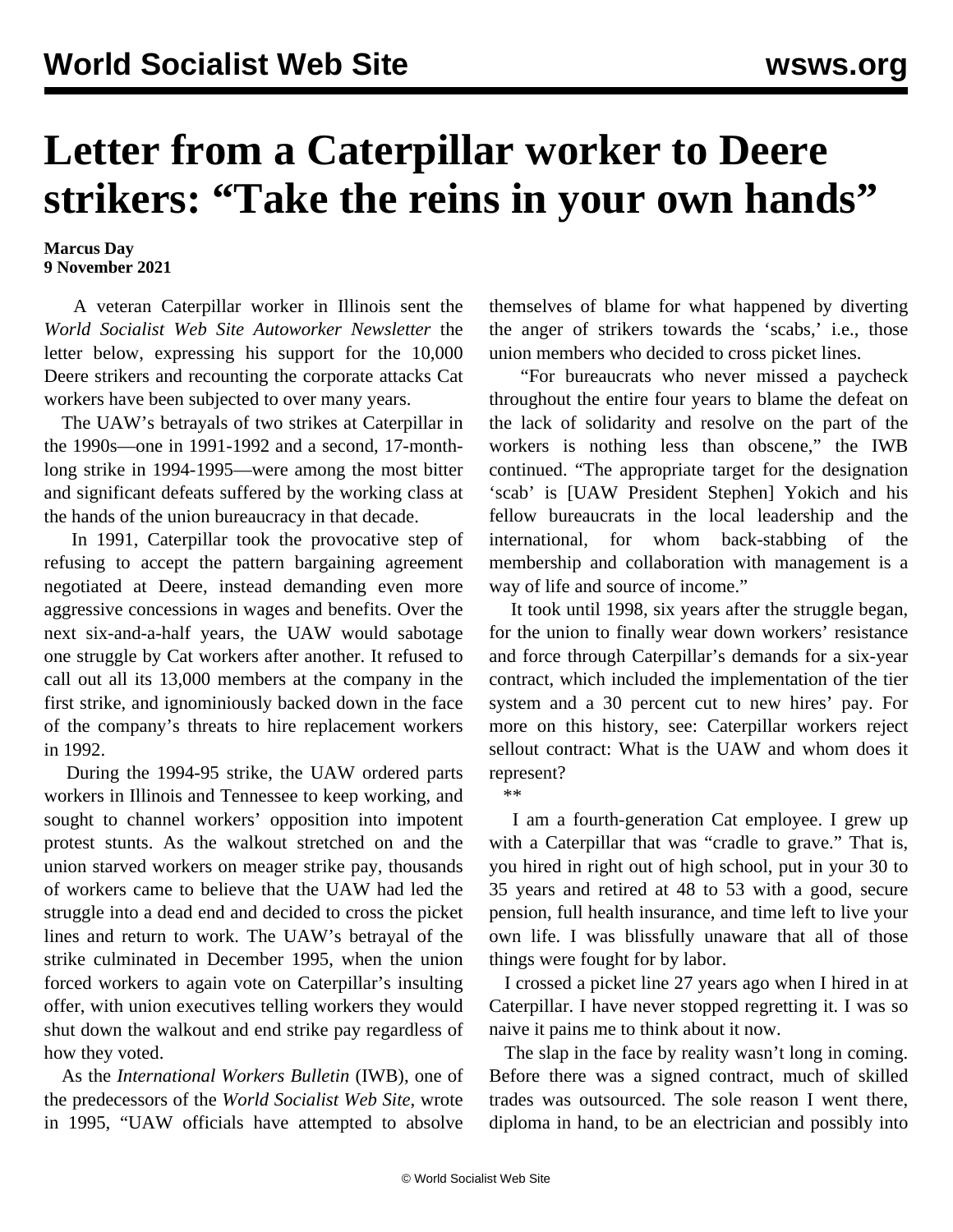# Letter from a Caterpillar worker to Deere strikers: "Take the reins in your own hands"

**Marcus Day**
**9 November 2021**

A veteran Caterpillar worker in Illinois sent the *World Socialist Web Site Autoworker Newsletter* the letter below, expressing his support for the 10,000 Deere strikers and recounting the corporate attacks Cat workers have been subjected to over many years.

The UAW's betrayals of two strikes at Caterpillar in the 1990s—one in 1991-1992 and a second, 17-month-long strike in 1994-1995—were among the most bitter and significant defeats suffered by the working class at the hands of the union bureaucracy in that decade.

In 1991, Caterpillar took the provocative step of refusing to accept the pattern bargaining agreement negotiated at Deere, instead demanding even more aggressive concessions in wages and benefits. Over the next six-and-a-half years, the UAW would sabotage one struggle by Cat workers after another. It refused to call out all its 13,000 members at the company in the first strike, and ignominiously backed down in the face of the company's threats to hire replacement workers in 1992.

During the 1994-95 strike, the UAW ordered parts workers in Illinois and Tennessee to keep working, and sought to channel workers' opposition into impotent protest stunts. As the walkout stretched on and the union starved workers on meager strike pay, thousands of workers came to believe that the UAW had led the struggle into a dead end and decided to cross the picket lines and return to work. The UAW's betrayal of the strike culminated in December 1995, when the union forced workers to again vote on Caterpillar's insulting offer, with union executives telling workers they would shut down the walkout and end strike pay regardless of how they voted.

As the *International Workers Bulletin* (IWB), one of the predecessors of the *World Socialist Web Site*, wrote in 1995, "UAW officials have attempted to absolve themselves of blame for what happened by diverting the anger of strikers towards the 'scabs,' i.e., those union members who decided to cross picket lines.

"For bureaucrats who never missed a paycheck throughout the entire four years to blame the defeat on the lack of solidarity and resolve on the part of the workers is nothing less than obscene," the IWB continued. "The appropriate target for the designation 'scab' is [UAW President Stephen] Yokich and his fellow bureaucrats in the local leadership and the international, for whom back-stabbing of the membership and collaboration with management is a way of life and source of income."

It took until 1998, six years after the struggle began, for the union to finally wear down workers' resistance and force through Caterpillar's demands for a six-year contract, which included the implementation of the tier system and a 30 percent cut to new hires' pay. For more on this history, see: Caterpillar workers reject sellout contract: What is the UAW and whom does it represent?

**

I am a fourth-generation Cat employee. I grew up with a Caterpillar that was "cradle to grave." That is, you hired in right out of high school, put in your 30 to 35 years and retired at 48 to 53 with a good, secure pension, full health insurance, and time left to live your own life. I was blissfully unaware that all of those things were fought for by labor.

I crossed a picket line 27 years ago when I hired in at Caterpillar. I have never stopped regretting it. I was so naive it pains me to think about it now.

The slap in the face by reality wasn't long in coming. Before there was a signed contract, much of skilled trades was outsourced. The sole reason I went there, diploma in hand, to be an electrician and possibly into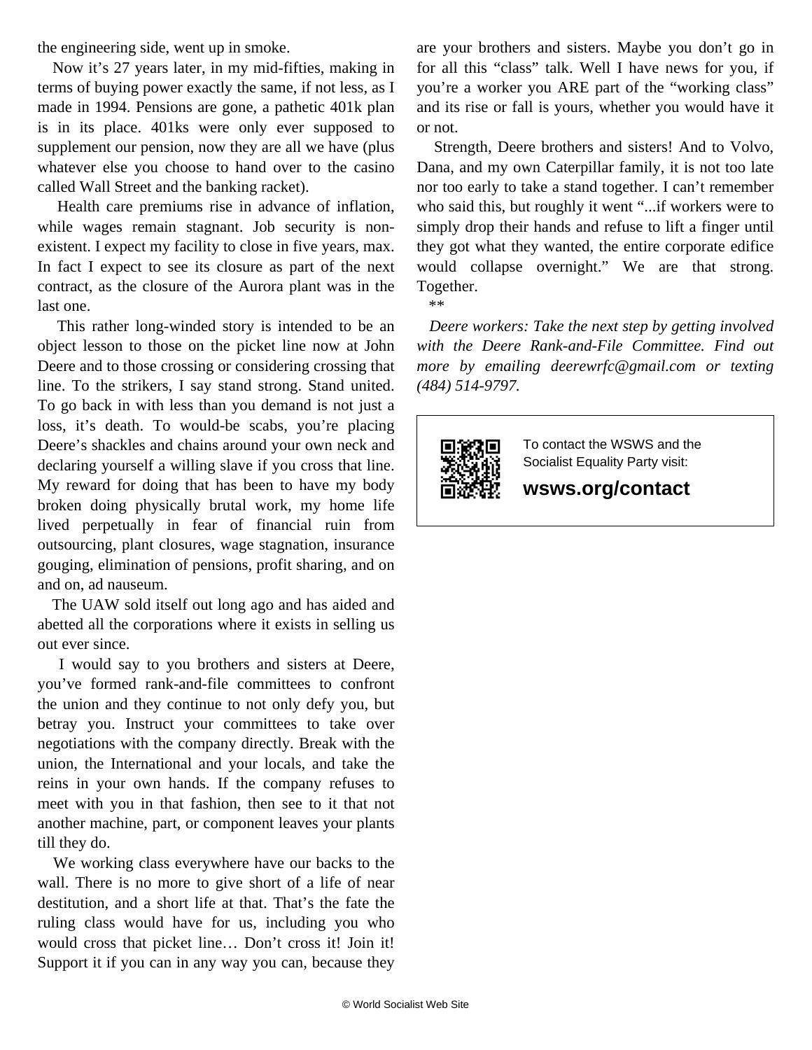the engineering side, went up in smoke.

Now it's 27 years later, in my mid-fifties, making in terms of buying power exactly the same, if not less, as I made in 1994. Pensions are gone, a pathetic 401k plan is in its place. 401ks were only ever supposed to supplement our pension, now they are all we have (plus whatever else you choose to hand over to the casino called Wall Street and the banking racket).

Health care premiums rise in advance of inflation, while wages remain stagnant. Job security is non-existent. I expect my facility to close in five years, max. In fact I expect to see its closure as part of the next contract, as the closure of the Aurora plant was in the last one.

This rather long-winded story is intended to be an object lesson to those on the picket line now at John Deere and to those crossing or considering crossing that line. To the strikers, I say stand strong. Stand united. To go back in with less than you demand is not just a loss, it's death. To would-be scabs, you're placing Deere's shackles and chains around your own neck and declaring yourself a willing slave if you cross that line. My reward for doing that has been to have my body broken doing physically brutal work, my home life lived perpetually in fear of financial ruin from outsourcing, plant closures, wage stagnation, insurance gouging, elimination of pensions, profit sharing, and on and on, ad nauseum.

The UAW sold itself out long ago and has aided and abetted all the corporations where it exists in selling us out ever since.

I would say to you brothers and sisters at Deere, you've formed rank-and-file committees to confront the union and they continue to not only defy you, but betray you. Instruct your committees to take over negotiations with the company directly. Break with the union, the International and your locals, and take the reins in your own hands. If the company refuses to meet with you in that fashion, then see to it that not another machine, part, or component leaves your plants till they do.

We working class everywhere have our backs to the wall. There is no more to give short of a life of near destitution, and a short life at that. That's the fate the ruling class would have for us, including you who would cross that picket line… Don't cross it! Join it! Support it if you can in any way you can, because they are your brothers and sisters. Maybe you don't go in for all this "class" talk. Well I have news for you, if you're a worker you ARE part of the "working class" and its rise or fall is yours, whether you would have it or not.

Strength, Deere brothers and sisters! And to Volvo, Dana, and my own Caterpillar family, it is not too late nor too early to take a stand together. I can't remember who said this, but roughly it went "...if workers were to simply drop their hands and refuse to lift a finger until they got what they wanted, the entire corporate edifice would collapse overnight." We are that strong. Together.

**

*Deere workers: Take the next step by getting involved with the Deere Rank-and-File Committee. Find out more by emailing deerewrfc@gmail.com or texting (484) 514-9797.*

To contact the WSWS and the Socialist Equality Party visit:

**wsws.org/contact**